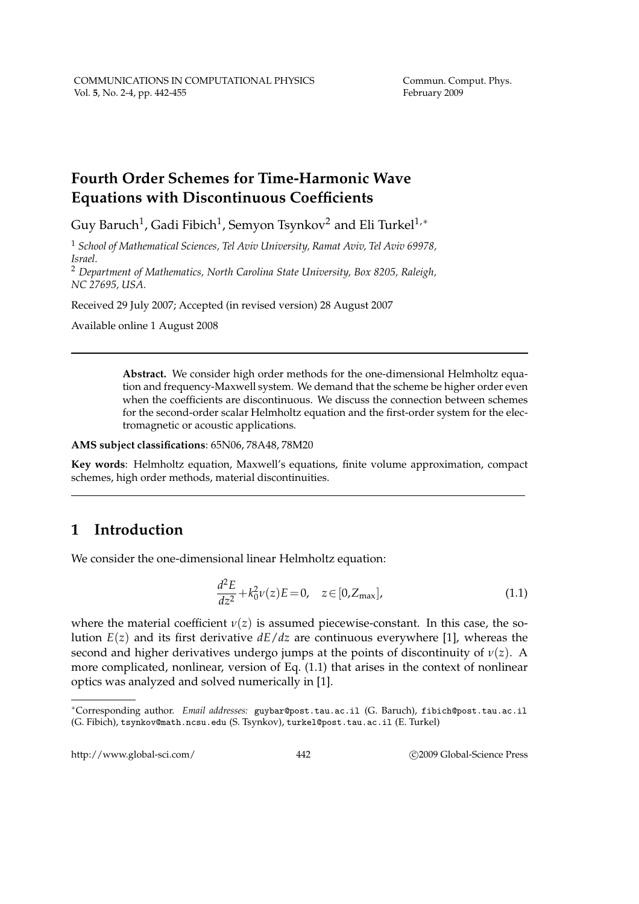# Fourth Order Schemes for Time-Harmonic Wave Equations with Discontinuous Coefficients

Guy Baruch[1], Gadi Fibich[1], Semyon Tsynkov[2] and Eli Turkel[1,*]

[1] *School of Mathematical Sciences, Tel Aviv University, Ramat Aviv, Tel Aviv 69978, Israel.*
[2] *Department of Mathematics, North Carolina State University, Box 8205, Raleigh, NC 27695, USA.*

Received 29 July 2007; Accepted (in revised version) 28 August 2007

Available online 1 August 2008

---

**Abstract.** We consider high order methods for the one-dimensional Helmholtz equation and frequency-Maxwell system. We demand that the scheme be higher order even when the coefficients are discontinuous. We discuss the connection between schemes for the second-order scalar Helmholtz equation and the first-order system for the electromagnetic or acoustic applications.

**AMS subject classifications**: 65N06, 78A48, 78M20

**Key words**: Helmholtz equation, Maxwell's equations, finite volume approximation, compact schemes, high order methods, material discontinuities.

---

## 1 Introduction

We consider the one-dimensional linear Helmholtz equation:

$$\frac{d^2E}{dz^2}+k_0^2\nu(z)E=0, \quad z\in[0,Z_{\max}], \tag{1.1}$$

where the material coefficient $\nu(z)$ is assumed piecewise-constant. In this case, the solution $E(z)$ and its first derivative $dE/dz$ are continuous everywhere [1], whereas the second and higher derivatives undergo jumps at the points of discontinuity of $\nu(z)$. A more complicated, nonlinear, version of Eq. (1.1) that arises in the context of nonlinear optics was analyzed and solved numerically in [1].

---

*Corresponding author. *Email addresses:* guybar@post.tau.ac.il (G. Baruch), fibich@post.tau.ac.il (G. Fibich), tsynkov@math.ncsu.edu (S. Tsynkov), turkel@post.tau.ac.il (E. Turkel)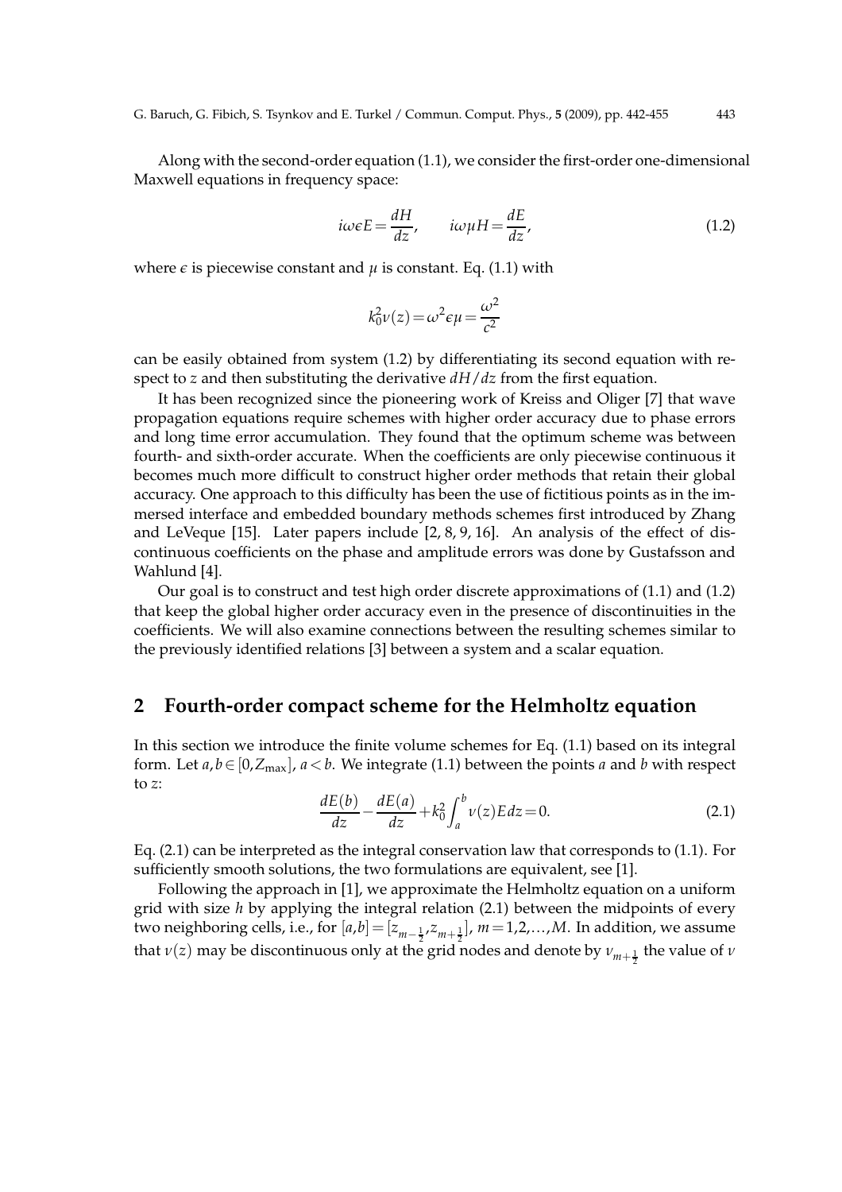Along with the second-order equation (1.1), we consider the first-order one-dimensional Maxwell equations in frequency space:

$$i\omega\epsilon E = \frac{dH}{dz}, \qquad i\omega\mu H = \frac{dE}{dz}, \tag{1.2}$$

where $\epsilon$ is piecewise constant and $\mu$ is constant. Eq. (1.1) with

$$k_0^2 \nu(z) = \omega^2 \epsilon\mu = \frac{\omega^2}{c^2}$$

can be easily obtained from system (1.2) by differentiating its second equation with respect to $z$ and then substituting the derivative $dH/dz$ from the first equation.

It has been recognized since the pioneering work of Kreiss and Oliger [7] that wave propagation equations require schemes with higher order accuracy due to phase errors and long time error accumulation. They found that the optimum scheme was between fourth- and sixth-order accurate. When the coefficients are only piecewise continuous it becomes much more difficult to construct higher order methods that retain their global accuracy. One approach to this difficulty has been the use of fictitious points as in the immersed interface and embedded boundary methods schemes first introduced by Zhang and LeVeque [15]. Later papers include [2, 8, 9, 16]. An analysis of the effect of discontinuous coefficients on the phase and amplitude errors was done by Gustafsson and Wahlund [4].

Our goal is to construct and test high order discrete approximations of (1.1) and (1.2) that keep the global higher order accuracy even in the presence of discontinuities in the coefficients. We will also examine connections between the resulting schemes similar to the previously identified relations [3] between a system and a scalar equation.

## 2 Fourth-order compact scheme for the Helmholtz equation

In this section we introduce the finite volume schemes for Eq. (1.1) based on its integral form. Let $a, b \in [0, Z_{\max}]$, $a < b$. We integrate (1.1) between the points $a$ and $b$ with respect to $z$:

$$\frac{dE(b)}{dz} - \frac{dE(a)}{dz} + k_0^2 \int_a^b \nu(z) E\, dz = 0. \tag{2.1}$$

Eq. (2.1) can be interpreted as the integral conservation law that corresponds to (1.1). For sufficiently smooth solutions, the two formulations are equivalent, see [1].

Following the approach in [1], we approximate the Helmholtz equation on a uniform grid with size $h$ by applying the integral relation (2.1) between the midpoints of every two neighboring cells, i.e., for $[a,b] = [z_{m-\frac{1}{2}}, z_{m+\frac{1}{2}}]$, $m = 1, 2, \ldots, M$. In addition, we assume that $\nu(z)$ may be discontinuous only at the grid nodes and denote by $\nu_{m+\frac{1}{2}}$ the value of $\nu$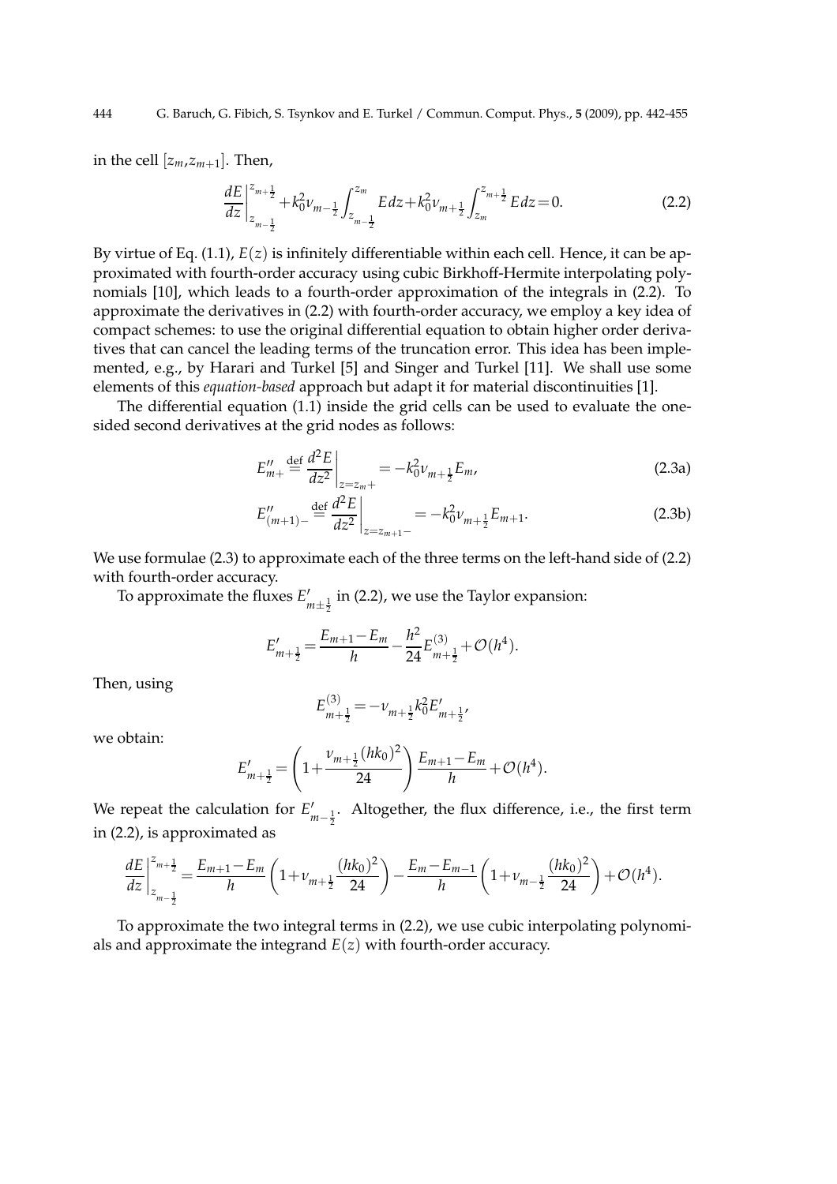in the cell $[z_m, z_{m+1}]$. Then,

$$\left.\frac{dE}{dz}\right|_{z_{m-\frac{1}{2}}}^{z_{m+\frac{1}{2}}} + k_0^2 \nu_{m-\frac{1}{2}} \int_{z_{m-\frac{1}{2}}}^{z_m} E\, dz + k_0^2 \nu_{m+\frac{1}{2}} \int_{z_m}^{z_{m+\frac{1}{2}}} E\, dz = 0. \tag{2.2}$$

By virtue of Eq. (1.1), $E(z)$ is infinitely differentiable within each cell. Hence, it can be approximated with fourth-order accuracy using cubic Birkhoff-Hermite interpolating polynomials [10], which leads to a fourth-order approximation of the integrals in (2.2). To approximate the derivatives in (2.2) with fourth-order accuracy, we employ a key idea of compact schemes: to use the original differential equation to obtain higher order derivatives that can cancel the leading terms of the truncation error. This idea has been implemented, e.g., by Harari and Turkel [5] and Singer and Turkel [11]. We shall use some elements of this *equation-based* approach but adapt it for material discontinuities [1].

The differential equation (1.1) inside the grid cells can be used to evaluate the one-sided second derivatives at the grid nodes as follows:

$$E''_{m+} \stackrel{\text{def}}{=} \left.\frac{d^2E}{dz^2}\right|_{z=z_m+} = -k_0^2 \nu_{m+\frac{1}{2}} E_m, \tag{2.3a}$$

$$E''_{(m+1)-} \stackrel{\text{def}}{=} \left.\frac{d^2E}{dz^2}\right|_{z=z_{m+1}-} = -k_0^2 \nu_{m+\frac{1}{2}} E_{m+1}. \tag{2.3b}$$

We use formulae (2.3) to approximate each of the three terms on the left-hand side of (2.2) with fourth-order accuracy.

To approximate the fluxes $E'_{m\pm\frac{1}{2}}$ in (2.2), we use the Taylor expansion:

$$E'_{m+\frac{1}{2}} = \frac{E_{m+1} - E_m}{h} - \frac{h^2}{24} E^{(3)}_{m+\frac{1}{2}} + \mathcal{O}(h^4).$$

Then, using

$$E^{(3)}_{m+\frac{1}{2}} = -\nu_{m+\frac{1}{2}} k_0^2 E'_{m+\frac{1}{2}},$$

we obtain:

$$E'_{m+\frac{1}{2}} = \left(1 + \frac{\nu_{m+\frac{1}{2}} (hk_0)^2}{24}\right) \frac{E_{m+1} - E_m}{h} + \mathcal{O}(h^4).$$

We repeat the calculation for $E'_{m-\frac{1}{2}}$. Altogether, the flux difference, i.e., the first term in (2.2), is approximated as

$$\left.\frac{dE}{dz}\right|_{z_{m-\frac{1}{2}}}^{z_{m+\frac{1}{2}}} = \frac{E_{m+1} - E_m}{h}\left(1 + \nu_{m+\frac{1}{2}} \frac{(hk_0)^2}{24}\right) - \frac{E_m - E_{m-1}}{h}\left(1 + \nu_{m-\frac{1}{2}} \frac{(hk_0)^2}{24}\right) + \mathcal{O}(h^4).$$

To approximate the two integral terms in (2.2), we use cubic interpolating polynomials and approximate the integrand $E(z)$ with fourth-order accuracy.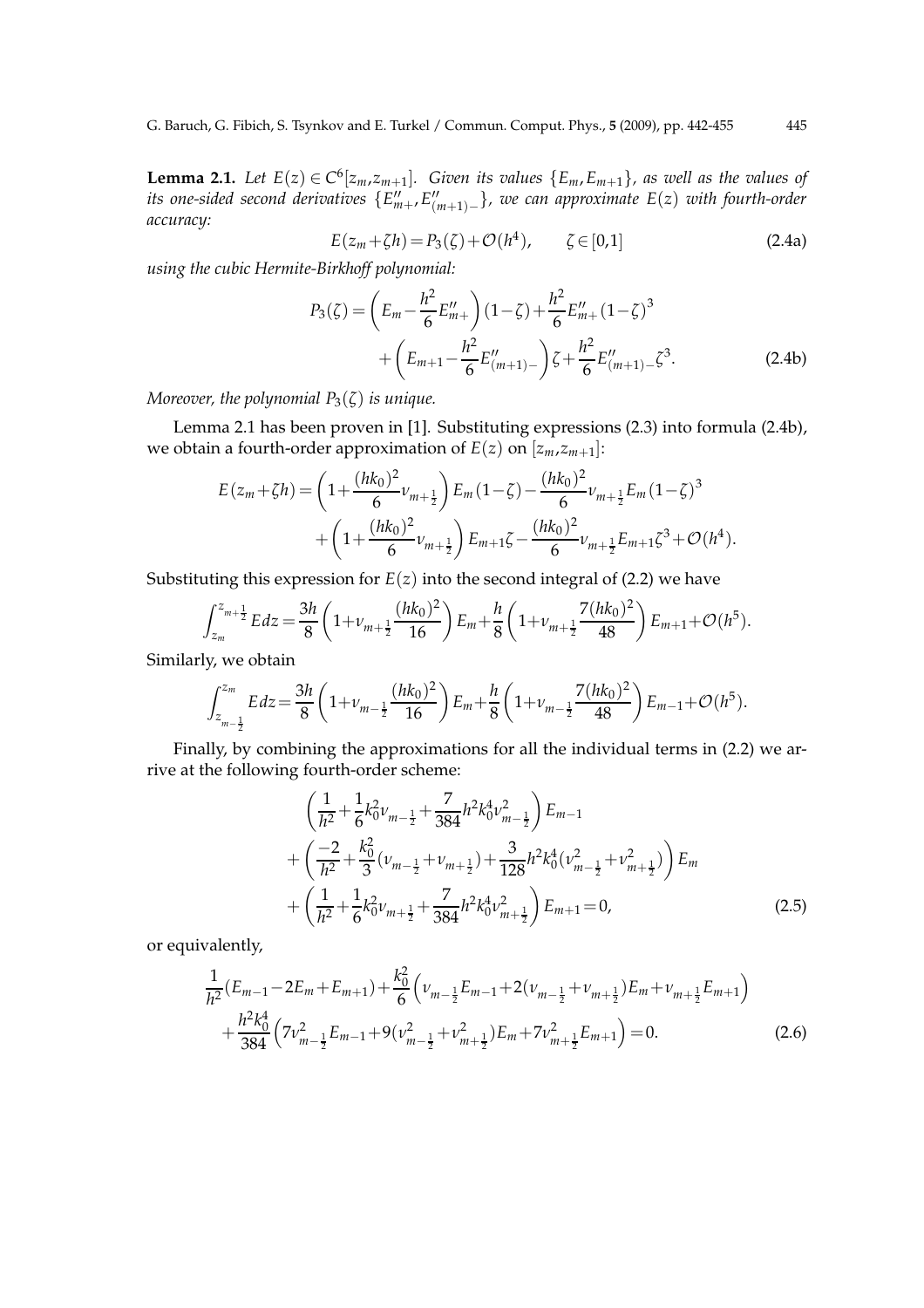**Lemma 2.1.** *Let $E(z) \in C^6[z_m, z_{m+1}]$. Given its values $\{E_m, E_{m+1}\}$, as well as the values of its one-sided second derivatives $\{E''_{m+}, E''_{(m+1)-}\}$, we can approximate $E(z)$ with fourth-order accuracy:*

$$E(z_m + \zeta h) = P_3(\zeta) + \mathcal{O}(h^4), \qquad \zeta \in [0,1] \tag{2.4a}$$

*using the cubic Hermite-Birkhoff polynomial:*

$$\begin{aligned} P_3(\zeta) = &\left(E_m - \frac{h^2}{6}E''_{m+}\right)(1-\zeta) + \frac{h^2}{6}E''_{m+}(1-\zeta)^3 \\ &+ \left(E_{m+1} - \frac{h^2}{6}E''_{(m+1)-}\right)\zeta + \frac{h^2}{6}E''_{(m+1)-}\zeta^3. \end{aligned} \tag{2.4b}$$

*Moreover, the polynomial $P_3(\zeta)$ is unique.*

Lemma 2.1 has been proven in [1]. Substituting expressions (2.3) into formula (2.4b), we obtain a fourth-order approximation of $E(z)$ on $[z_m, z_{m+1}]$:

$$\begin{aligned} E(z_m + \zeta h) = &\left(1 + \frac{(hk_0)^2}{6}\nu_{m+\frac{1}{2}}\right)E_m(1-\zeta) - \frac{(hk_0)^2}{6}\nu_{m+\frac{1}{2}}E_m(1-\zeta)^3 \\ &+ \left(1 + \frac{(hk_0)^2}{6}\nu_{m+\frac{1}{2}}\right)E_{m+1}\zeta - \frac{(hk_0)^2}{6}\nu_{m+\frac{1}{2}}E_{m+1}\zeta^3 + \mathcal{O}(h^4). \end{aligned}$$

Substituting this expression for $E(z)$ into the second integral of (2.2) we have

$$\int_{z_m}^{z_{m+\frac{1}{2}}} E\,dz = \frac{3h}{8}\left(1 + \nu_{m+\frac{1}{2}}\frac{(hk_0)^2}{16}\right)E_m + \frac{h}{8}\left(1 + \nu_{m+\frac{1}{2}}\frac{7(hk_0)^2}{48}\right)E_{m+1} + \mathcal{O}(h^5).$$

Similarly, we obtain

$$\int_{z_{m-\frac{1}{2}}}^{z_m} E\,dz = \frac{3h}{8}\left(1 + \nu_{m-\frac{1}{2}}\frac{(hk_0)^2}{16}\right)E_m + \frac{h}{8}\left(1 + \nu_{m-\frac{1}{2}}\frac{7(hk_0)^2}{48}\right)E_{m-1} + \mathcal{O}(h^5).$$

Finally, by combining the approximations for all the individual terms in (2.2) we arrive at the following fourth-order scheme:

$$\begin{aligned} &\left(\frac{1}{h^2} + \frac{1}{6}k_0^2\nu_{m-\frac{1}{2}} + \frac{7}{384}h^2k_0^4\nu_{m-\frac{1}{2}}^2\right)E_{m-1} \\ &+ \left(\frac{-2}{h^2} + \frac{k_0^2}{3}(\nu_{m-\frac{1}{2}} + \nu_{m+\frac{1}{2}}) + \frac{3}{128}h^2k_0^4(\nu_{m-\frac{1}{2}}^2 + \nu_{m+\frac{1}{2}}^2)\right)E_m \\ &+ \left(\frac{1}{h^2} + \frac{1}{6}k_0^2\nu_{m+\frac{1}{2}} + \frac{7}{384}h^2k_0^4\nu_{m+\frac{1}{2}}^2\right)E_{m+1} = 0, \end{aligned} \tag{2.5}$$

or equivalently,

$$\begin{aligned} &\frac{1}{h^2}(E_{m-1} - 2E_m + E_{m+1}) + \frac{k_0^2}{6}\left(\nu_{m-\frac{1}{2}}E_{m-1} + 2(\nu_{m-\frac{1}{2}} + \nu_{m+\frac{1}{2}})E_m + \nu_{m+\frac{1}{2}}E_{m+1}\right) \\ &+ \frac{h^2k_0^4}{384}\left(7\nu_{m-\frac{1}{2}}^2E_{m-1} + 9(\nu_{m-\frac{1}{2}}^2 + \nu_{m+\frac{1}{2}}^2)E_m + 7\nu_{m+\frac{1}{2}}^2E_{m+1}\right) = 0. \end{aligned} \tag{2.6}$$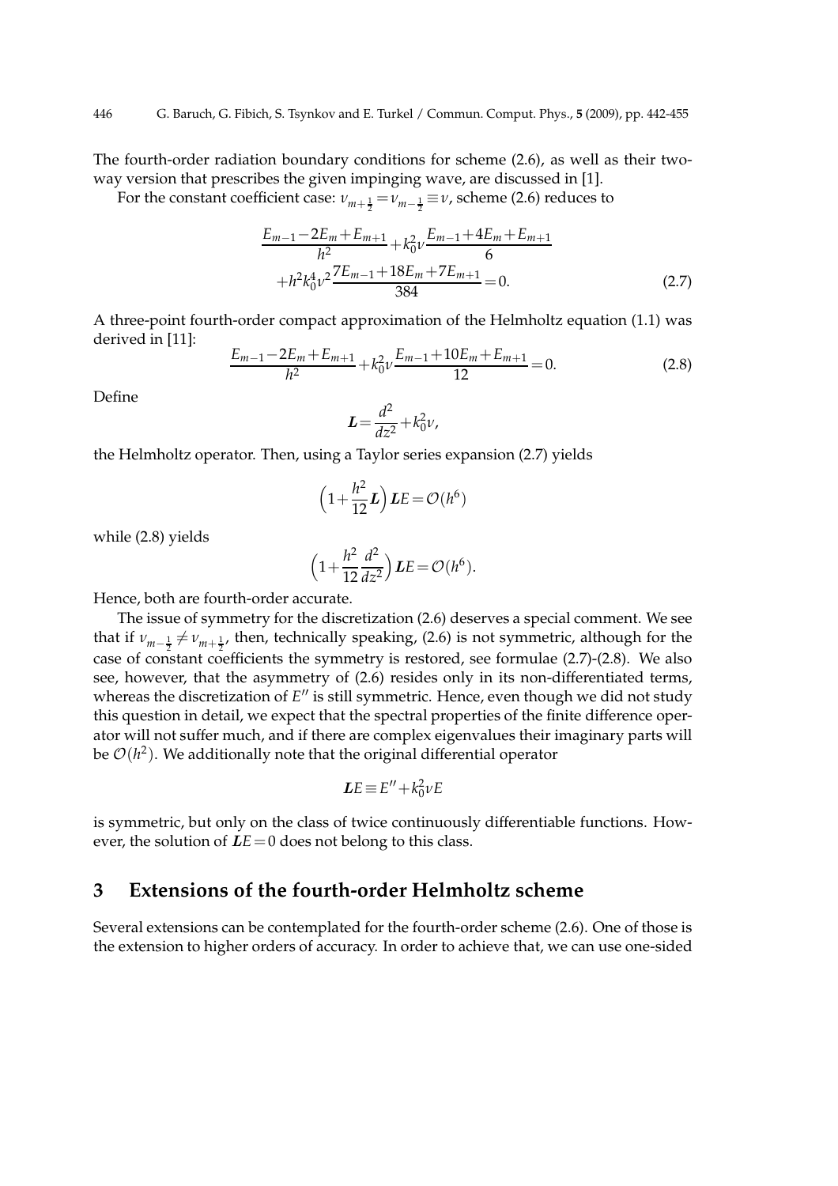The fourth-order radiation boundary conditions for scheme (2.6), as well as their two-way version that prescribes the given impinging wave, are discussed in [1].

For the constant coefficient case: $\nu_{m+\frac{1}{2}} = \nu_{m-\frac{1}{2}} \equiv \nu$, scheme (2.6) reduces to

$$
\begin{aligned}
&\frac{E_{m-1} - 2E_m + E_{m+1}}{h^2} + k_0^2 \nu \frac{E_{m-1} + 4E_m + E_{m+1}}{6} \\
&\quad + h^2 k_0^4 \nu^2 \frac{7E_{m-1} + 18E_m + 7E_{m+1}}{384} = 0. \qquad (2.7)
\end{aligned}
$$

A three-point fourth-order compact approximation of the Helmholtz equation (1.1) was derived in [11]:

$$
\frac{E_{m-1} - 2E_m + E_{m+1}}{h^2} + k_0^2 \nu \frac{E_{m-1} + 10E_m + E_{m+1}}{12} = 0. \qquad (2.8)
$$

Define

$$
\boldsymbol{L} = \frac{d^2}{dz^2} + k_0^2 \nu,
$$

the Helmholtz operator. Then, using a Taylor series expansion (2.7) yields

$$
\Big(1 + \frac{h^2}{12} \boldsymbol{L}\Big) \boldsymbol{L} E = \mathcal{O}(h^6)
$$

while (2.8) yields

$$
\Big(1 + \frac{h^2}{12} \frac{d^2}{dz^2}\Big) \boldsymbol{L} E = \mathcal{O}(h^6).
$$

Hence, both are fourth-order accurate.

The issue of symmetry for the discretization (2.6) deserves a special comment. We see that if $\nu_{m-\frac{1}{2}} \neq \nu_{m+\frac{1}{2}}$, then, technically speaking, (2.6) is not symmetric, although for the case of constant coefficients the symmetry is restored, see formulae (2.7)-(2.8). We also see, however, that the asymmetry of (2.6) resides only in its non-differentiated terms, whereas the discretization of $E''$ is still symmetric. Hence, even though we did not study this question in detail, we expect that the spectral properties of the finite difference operator will not suffer much, and if there are complex eigenvalues their imaginary parts will be $\mathcal{O}(h^2)$. We additionally note that the original differential operator

$$
\boldsymbol{L} E \equiv E'' + k_0^2 \nu E
$$

is symmetric, but only on the class of twice continuously differentiable functions. However, the solution of $\boldsymbol{L} E = 0$ does not belong to this class.

## 3 Extensions of the fourth-order Helmholtz scheme

Several extensions can be contemplated for the fourth-order scheme (2.6). One of those is the extension to higher orders of accuracy. In order to achieve that, we can use one-sided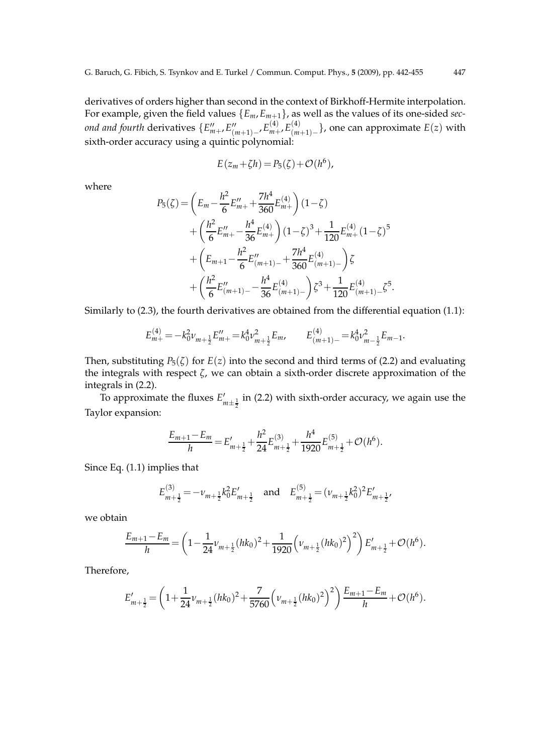derivatives of orders higher than second in the context of Birkhoff-Hermite interpolation. For example, given the field values $\{E_m, E_{m+1}\}$, as well as the values of its one-sided *second and fourth* derivatives $\{E''_{m+}, E''_{(m+1)-}, E^{(4)}_{m+}, E^{(4)}_{(m+1)-}\}$, one can approximate $E(z)$ with sixth-order accuracy using a quintic polynomial:

$$E(z_m+\zeta h) = P_5(\zeta) + \mathcal{O}(h^6),$$

where

$$\begin{aligned}
P_5(\zeta) = & \left(E_m - \frac{h^2}{6}E''_{m+} + \frac{7h^4}{360}E^{(4)}_{m+}\right)(1-\zeta) \\
& + \left(\frac{h^2}{6}E''_{m+} - \frac{h^4}{36}E^{(4)}_{m+}\right)(1-\zeta)^3 + \frac{1}{120}E^{(4)}_{m+}(1-\zeta)^5 \\
& + \left(E_{m+1} - \frac{h^2}{6}E''_{(m+1)-} + \frac{7h^4}{360}E^{(4)}_{(m+1)-}\right)\zeta \\
& + \left(\frac{h^2}{6}E''_{(m+1)-} - \frac{h^4}{36}E^{(4)}_{(m+1)-}\right)\zeta^3 + \frac{1}{120}E^{(4)}_{(m+1)-}\zeta^5.
\end{aligned}$$

Similarly to (2.3), the fourth derivatives are obtained from the differential equation (1.1):

$$E^{(4)}_{m+} = -k_0^2 \nu_{m+\frac{1}{2}} E''_{m+} = k_0^4 \nu^2_{m+\frac{1}{2}} E_m, \qquad E^{(4)}_{(m+1)-} = k_0^4 \nu^2_{m-\frac{1}{2}} E_{m-1}.$$

Then, substituting $P_5(\zeta)$ for $E(z)$ into the second and third terms of (2.2) and evaluating the integrals with respect $\zeta$, we can obtain a sixth-order discrete approximation of the integrals in (2.2).

To approximate the fluxes $E'_{m\pm\frac{1}{2}}$ in (2.2) with sixth-order accuracy, we again use the Taylor expansion:

$$\frac{E_{m+1}-E_m}{h} = E'_{m+\frac{1}{2}} + \frac{h^2}{24}E^{(3)}_{m+\frac{1}{2}} + \frac{h^4}{1920}E^{(5)}_{m+\frac{1}{2}} + \mathcal{O}(h^6).$$

Since Eq. (1.1) implies that

$$E^{(3)}_{m+\frac{1}{2}} = -\nu_{m+\frac{1}{2}} k_0^2 E'_{m+\frac{1}{2}} \quad \text{and} \quad E^{(5)}_{m+\frac{1}{2}} = (\nu_{m+\frac{1}{2}} k_0^2)^2 E'_{m+\frac{1}{2}},$$

we obtain

$$\frac{E_{m+1}-E_m}{h} = \left(1 - \frac{1}{24}\nu_{m+\frac{1}{2}}(hk_0)^2 + \frac{1}{1920}\left(\nu_{m+\frac{1}{2}}(hk_0)^2\right)^2\right) E'_{m+\frac{1}{2}} + \mathcal{O}(h^6).$$

Therefore,

$$E'_{m+\frac{1}{2}} = \left(1 + \frac{1}{24}\nu_{m+\frac{1}{2}}(hk_0)^2 + \frac{7}{5760}\left(\nu_{m+\frac{1}{2}}(hk_0)^2\right)^2\right)\frac{E_{m+1}-E_m}{h} + \mathcal{O}(h^6).$$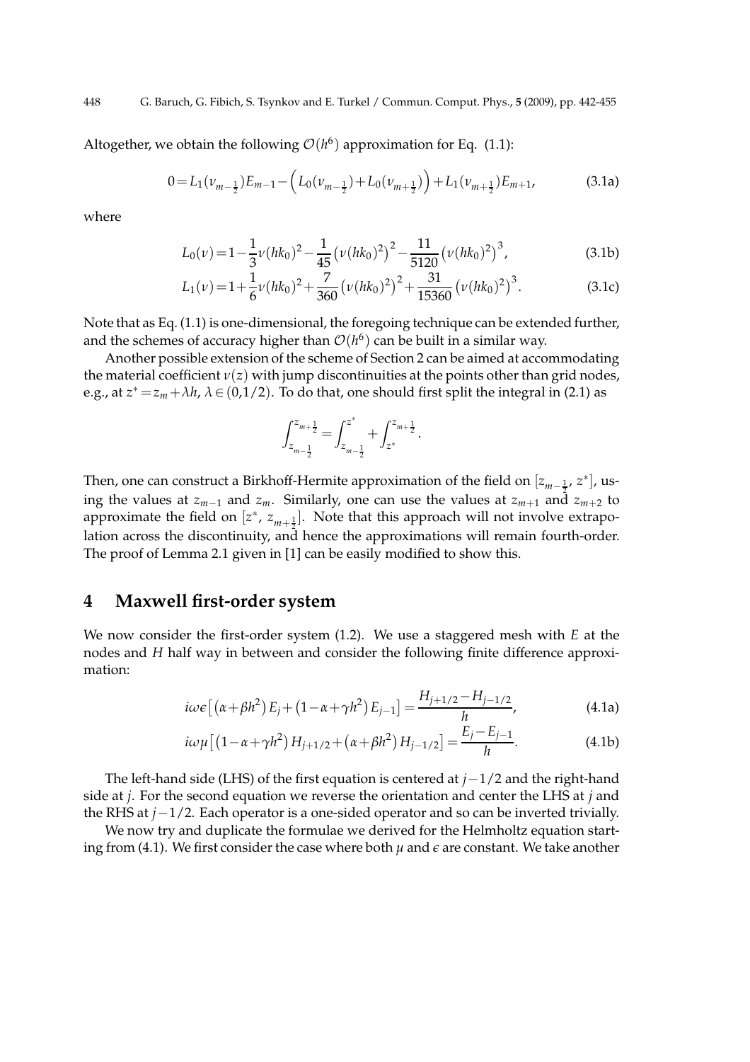Altogether, we obtain the following $\mathcal{O}(h^6)$ approximation for Eq. (1.1):

$$0 = L_1(\nu_{m-\frac{1}{2}})E_{m-1} - \Big(L_0(\nu_{m-\frac{1}{2}}) + L_0(\nu_{m+\frac{1}{2}})\Big) + L_1(\nu_{m+\frac{1}{2}})E_{m+1}, \tag{3.1a}$$

where

$$L_0(\nu) = 1 - \frac{1}{3}\nu(hk_0)^2 - \frac{1}{45}\big(\nu(hk_0)^2\big)^2 - \frac{11}{5120}\big(\nu(hk_0)^2\big)^3, \tag{3.1b}$$

$$L_1(\nu) = 1 + \frac{1}{6}\nu(hk_0)^2 + \frac{7}{360}\big(\nu(hk_0)^2\big)^2 + \frac{31}{15360}\big(\nu(hk_0)^2\big)^3. \tag{3.1c}$$

Note that as Eq. (1.1) is one-dimensional, the foregoing technique can be extended further, and the schemes of accuracy higher than $\mathcal{O}(h^6)$ can be built in a similar way.

Another possible extension of the scheme of Section 2 can be aimed at accommodating the material coefficient $\nu(z)$ with jump discontinuities at the points other than grid nodes, e.g., at $z^* = z_m + \lambda h$, $\lambda \in (0, 1/2)$. To do that, one should first split the integral in (2.1) as

$$\int_{z_{m-\frac{1}{2}}}^{z_{m+\frac{1}{2}}} = \int_{z_{m-\frac{1}{2}}}^{z^*} + \int_{z^*}^{z_{m+\frac{1}{2}}}.$$

Then, one can construct a Birkhoff-Hermite approximation of the field on $[z_{m-\frac{1}{2}}, z^*]$, using the values at $z_{m-1}$ and $z_m$. Similarly, one can use the values at $z_{m+1}$ and $z_{m+2}$ to approximate the field on $[z^*, z_{m+\frac{1}{2}}]$. Note that this approach will not involve extrapolation across the discontinuity, and hence the approximations will remain fourth-order. The proof of Lemma 2.1 given in [1] can be easily modified to show this.

## 4 Maxwell first-order system

We now consider the first-order system (1.2). We use a staggered mesh with $E$ at the nodes and $H$ half way in between and consider the following finite difference approximation:

$$i\omega\epsilon\left[\left(\alpha + \beta h^2\right)E_j + \left(1 - \alpha + \gamma h^2\right)E_{j-1}\right] = \frac{H_{j+1/2} - H_{j-1/2}}{h}, \tag{4.1a}$$

$$i\omega\mu\left[\left(1 - \alpha + \gamma h^2\right)H_{j+1/2} + \left(\alpha + \beta h^2\right)H_{j-1/2}\right] = \frac{E_j - E_{j-1}}{h}. \tag{4.1b}$$

The left-hand side (LHS) of the first equation is centered at $j-1/2$ and the right-hand side at $j$. For the second equation we reverse the orientation and center the LHS at $j$ and the RHS at $j-1/2$. Each operator is a one-sided operator and so can be inverted trivially.

We now try and duplicate the formulae we derived for the Helmholtz equation starting from (4.1). We first consider the case where both $\mu$ and $\epsilon$ are constant. We take another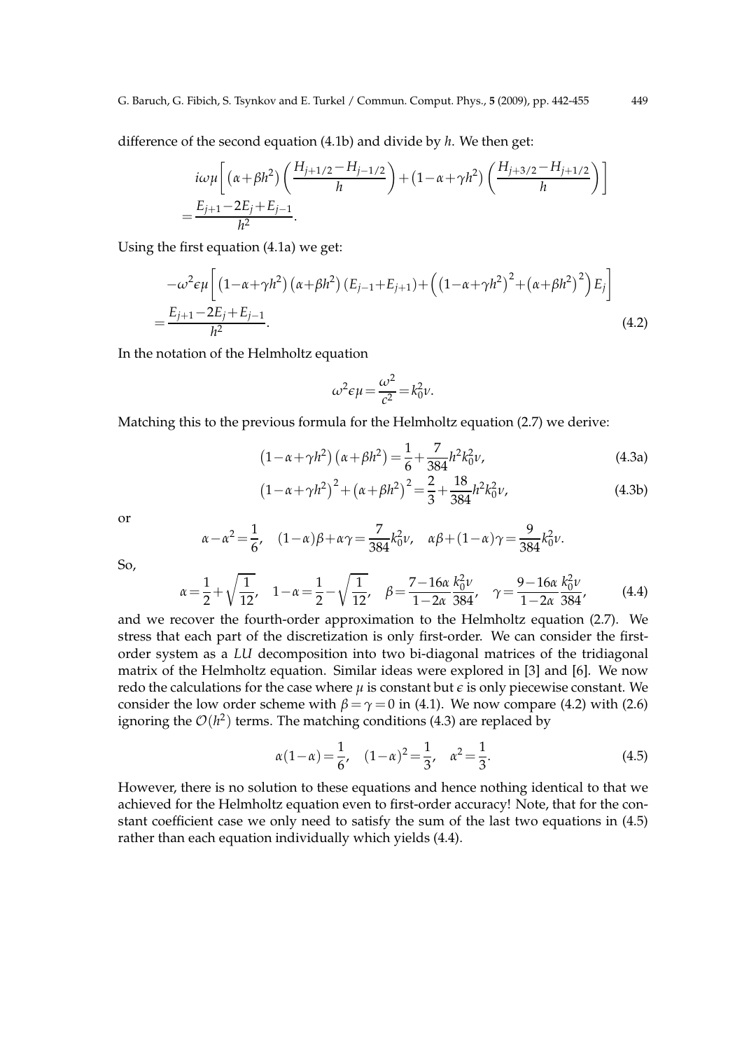difference of the second equation (4.1b) and divide by $h$. We then get:

$$
\begin{aligned}
&i\omega\mu\left[\left(\alpha+\beta h^2\right)\left(\frac{H_{j+1/2}-H_{j-1/2}}{h}\right)+\left(1-\alpha+\gamma h^2\right)\left(\frac{H_{j+3/2}-H_{j+1/2}}{h}\right)\right] \\
&=\frac{E_{j+1}-2E_j+E_{j-1}}{h^2}.
\end{aligned}
$$

Using the first equation (4.1a) we get:

$$
\begin{aligned}
&-\omega^2\epsilon\mu\left[\left(1-\alpha+\gamma h^2\right)\left(\alpha+\beta h^2\right)\left(E_{j-1}+E_{j+1}\right)+\left(\left(1-\alpha+\gamma h^2\right)^2+\left(\alpha+\beta h^2\right)^2\right)E_j\right] \\
&=\frac{E_{j+1}-2E_j+E_{j-1}}{h^2}.
\end{aligned} \tag{4.2}
$$

In the notation of the Helmholtz equation

$$
\omega^2\epsilon\mu=\frac{\omega^2}{c^2}=k_0^2\nu.
$$

Matching this to the previous formula for the Helmholtz equation (2.7) we derive:

$$
\left(1-\alpha+\gamma h^2\right)\left(\alpha+\beta h^2\right)=\frac{1}{6}+\frac{7}{384}h^2k_0^2\nu, \tag{4.3a}
$$

$$
\left(1-\alpha+\gamma h^2\right)^2+\left(\alpha+\beta h^2\right)^2=\frac{2}{3}+\frac{18}{384}h^2k_0^2\nu, \tag{4.3b}
$$

or

$$
\alpha-\alpha^2=\frac{1}{6},\quad (1-\alpha)\beta+\alpha\gamma=\frac{7}{384}k_0^2\nu,\quad \alpha\beta+(1-\alpha)\gamma=\frac{9}{384}k_0^2\nu.
$$

So,

$$
\alpha=\frac{1}{2}+\sqrt{\frac{1}{12}},\quad 1-\alpha=\frac{1}{2}-\sqrt{\frac{1}{12}},\quad \beta=\frac{7-16\alpha}{1-2\alpha}\frac{k_0^2\nu}{384},\quad \gamma=\frac{9-16\alpha}{1-2\alpha}\frac{k_0^2\nu}{384}, \tag{4.4}
$$

and we recover the fourth-order approximation to the Helmholtz equation (2.7). We stress that each part of the discretization is only first-order. We can consider the first-order system as a *LU* decomposition into two bi-diagonal matrices of the tridiagonal matrix of the Helmholtz equation. Similar ideas were explored in [3] and [6]. We now redo the calculations for the case where $\mu$ is constant but $\epsilon$ is only piecewise constant. We consider the low order scheme with $\beta=\gamma=0$ in (4.1). We now compare (4.2) with (2.6) ignoring the $\mathcal{O}(h^2)$ terms. The matching conditions (4.3) are replaced by

$$
\alpha(1-\alpha)=\frac{1}{6},\quad (1-\alpha)^2=\frac{1}{3},\quad \alpha^2=\frac{1}{3}. \tag{4.5}
$$

However, there is no solution to these equations and hence nothing identical to that we achieved for the Helmholtz equation even to first-order accuracy! Note, that for the constant coefficient case we only need to satisfy the sum of the last two equations in (4.5) rather than each equation individually which yields (4.4).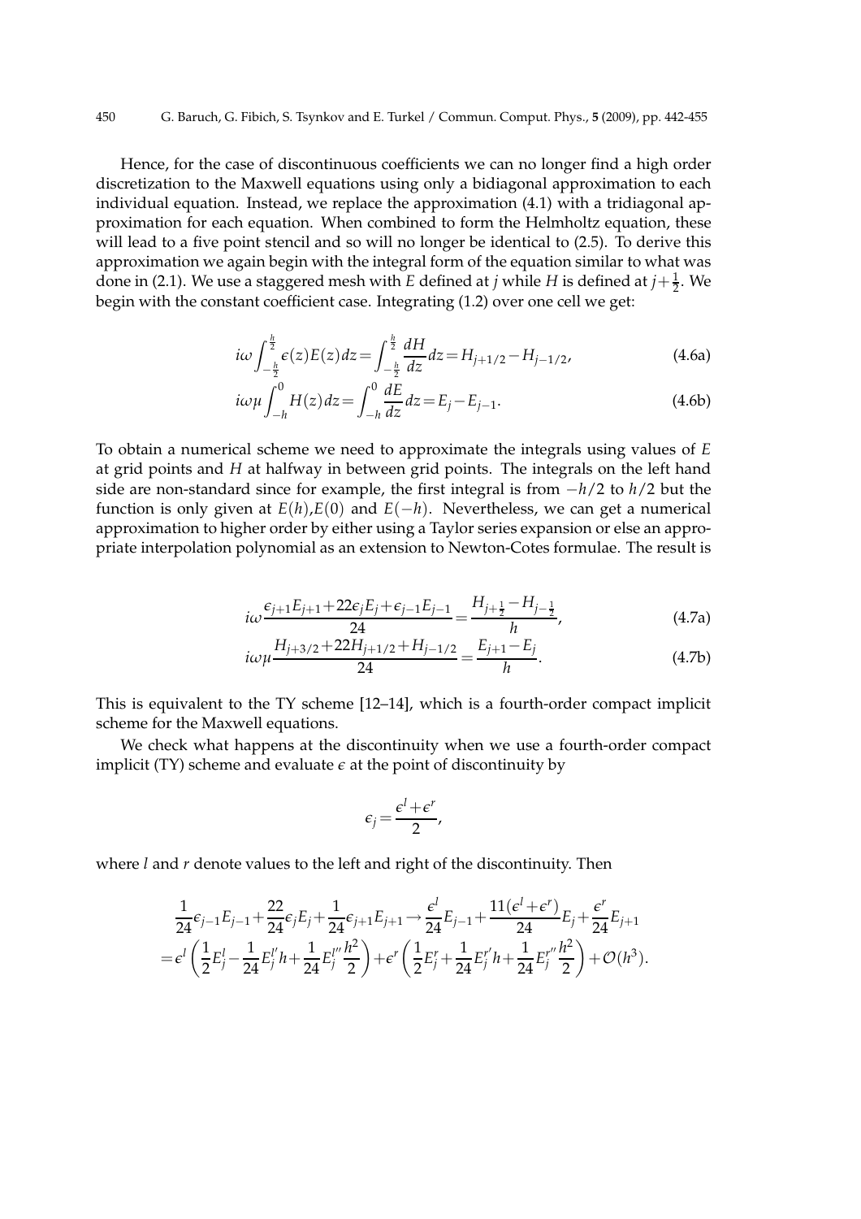Hence, for the case of discontinuous coefficients we can no longer find a high order discretization to the Maxwell equations using only a bidiagonal approximation to each individual equation. Instead, we replace the approximation (4.1) with a tridiagonal approximation for each equation. When combined to form the Helmholtz equation, these will lead to a five point stencil and so will no longer be identical to (2.5). To derive this approximation we again begin with the integral form of the equation similar to what was done in (2.1). We use a staggered mesh with $E$ defined at $j$ while $H$ is defined at $j+\frac{1}{2}$. We begin with the constant coefficient case. Integrating (1.2) over one cell we get:

$$i\omega\int_{-\frac{h}{2}}^{\frac{h}{2}}\epsilon(z)E(z)dz=\int_{-\frac{h}{2}}^{\frac{h}{2}}\frac{dH}{dz}dz=H_{j+1/2}-H_{j-1/2}, \tag{4.6a}$$

$$i\omega\mu\int_{-h}^{0}H(z)dz=\int_{-h}^{0}\frac{dE}{dz}dz=E_j-E_{j-1}. \tag{4.6b}$$

To obtain a numerical scheme we need to approximate the integrals using values of $E$ at grid points and $H$ at halfway in between grid points. The integrals on the left hand side are non-standard since for example, the first integral is from $-h/2$ to $h/2$ but the function is only given at $E(h)$,$E(0)$ and $E(-h)$. Nevertheless, we can get a numerical approximation to higher order by either using a Taylor series expansion or else an appropriate interpolation polynomial as an extension to Newton-Cotes formulae. The result is

$$i\omega\frac{\epsilon_{j+1}E_{j+1}+22\epsilon_jE_j+\epsilon_{j-1}E_{j-1}}{24}=\frac{H_{j+\frac{1}{2}}-H_{j-\frac{1}{2}}}{h}, \tag{4.7a}$$

$$i\omega\mu\frac{H_{j+3/2}+22H_{j+1/2}+H_{j-1/2}}{24}=\frac{E_{j+1}-E_j}{h}. \tag{4.7b}$$

This is equivalent to the TY scheme [12–14], which is a fourth-order compact implicit scheme for the Maxwell equations.

We check what happens at the discontinuity when we use a fourth-order compact implicit (TY) scheme and evaluate $\epsilon$ at the point of discontinuity by

$$\epsilon_j=\frac{\epsilon^l+\epsilon^r}{2},$$

where $l$ and $r$ denote values to the left and right of the discontinuity. Then

$$\begin{aligned}
&\frac{1}{24}\epsilon_{j-1}E_{j-1}+\frac{22}{24}\epsilon_jE_j+\frac{1}{24}\epsilon_{j+1}E_{j+1}\rightarrow\frac{\epsilon^l}{24}E_{j-1}+\frac{11(\epsilon^l+\epsilon^r)}{24}E_j+\frac{\epsilon^r}{24}E_{j+1}\\
=&\,\epsilon^l\left(\frac{1}{2}E_j^l-\frac{1}{24}E_j^{l'}h+\frac{1}{24}E_j^{l''}\frac{h^2}{2}\right)+\epsilon^r\left(\frac{1}{2}E_j^r+\frac{1}{24}E_j^{r'}h+\frac{1}{24}E_j^{r''}\frac{h^2}{2}\right)+\mathcal{O}(h^3).
\end{aligned}$$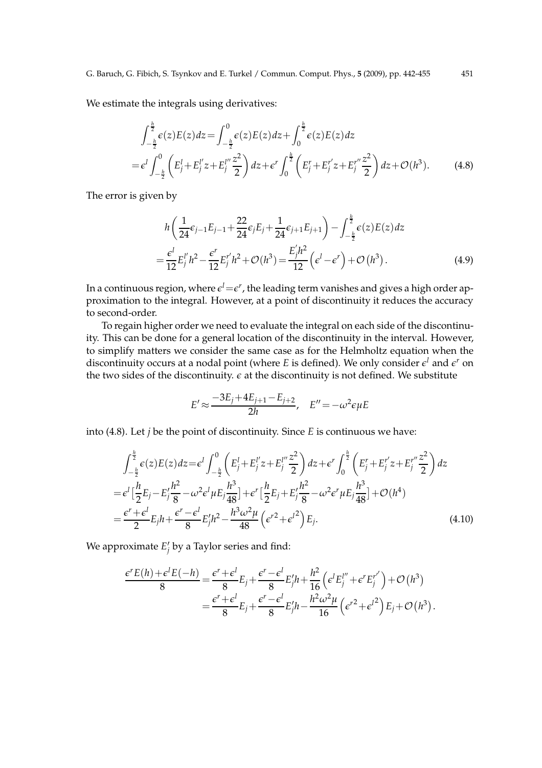We estimate the integrals using derivatives:

$$
\begin{aligned}
&\int_{-\frac{h}{2}}^{\frac{h}{2}} \epsilon(z)E(z)dz = \int_{-\frac{h}{2}}^{0} \epsilon(z)E(z)dz + \int_{0}^{\frac{h}{2}} \epsilon(z)E(z)dz \\
=&\epsilon^l \int_{-\frac{h}{2}}^{0} \left( E_j^l + E_j^{l'} z + E_j^{l''} \frac{z^2}{2} \right) dz + \epsilon^r \int_{0}^{\frac{h}{2}} \left( E_j^r + E_j^{r'} z + E_j^{r''} \frac{z^2}{2} \right) dz + \mathcal{O}(h^3).
\end{aligned} \tag{4.8}
$$

The error is given by

$$
\begin{aligned}
&h\left( \frac{1}{24}\epsilon_{j-1}E_{j-1} + \frac{22}{24}\epsilon_j E_j + \frac{1}{24}\epsilon_{j+1}E_{j+1} \right) - \int_{-\frac{h}{2}}^{\frac{h}{2}} \epsilon(z)E(z)dz \\
=& \frac{\epsilon^l}{12} E_j^{l'} h^2 - \frac{\epsilon^r}{12} E_j^{r'} h^2 + \mathcal{O}(h^3) = \frac{E_j' h^2}{12}\left( \epsilon^l - \epsilon^r \right) + \mathcal{O}\left(h^3\right).
\end{aligned} \tag{4.9}
$$

In a continuous region, where $\epsilon^l = \epsilon^r$, the leading term vanishes and gives a high order approximation to the integral. However, at a point of discontinuity it reduces the accuracy to second-order.

To regain higher order we need to evaluate the integral on each side of the discontinuity. This can be done for a general location of the discontinuity in the interval. However, to simplify matters we consider the same case as for the Helmholtz equation when the discontinuity occurs at a nodal point (where $E$ is defined). We only consider $\epsilon^l$ and $\epsilon^r$ on the two sides of the discontinuity. $\epsilon$ at the discontinuity is not defined. We substitute

$$
E' \approx \frac{-3E_j + 4E_{j+1} - E_{j+2}}{2h}, \quad E'' = -\omega^2 \epsilon \mu E
$$

into (4.8). Let $j$ be the point of discontinuity. Since $E$ is continuous we have:

$$
\begin{aligned}
&\int_{-\frac{h}{2}}^{\frac{h}{2}} \epsilon(z)E(z)dz = \epsilon^l \int_{-\frac{h}{2}}^{0} \left( E_j^l + E_j^{l'} z + E_j^{l''} \frac{z^2}{2} \right) dz + \epsilon^r \int_{0}^{\frac{h}{2}} \left( E_j^r + E_j^{r'} z + E_j^{r''} \frac{z^2}{2} \right) dz \\
=& \epsilon^l \left[ \frac{h}{2} E_j - E_j' \frac{h^2}{8} - \omega^2 \epsilon^l \mu E_j \frac{h^3}{48} \right] + \epsilon^r \left[ \frac{h}{2} E_j + E_j' \frac{h^2}{8} - \omega^2 \epsilon^r \mu E_j \frac{h^3}{48} \right] + \mathcal{O}(h^4) \\
=& \frac{\epsilon^r + \epsilon^l}{2} E_j h + \frac{\epsilon^r - \epsilon^l}{8} E_j' h^2 - \frac{h^3 \omega^2 \mu}{48} \left( \epsilon^{r2} + \epsilon^{l2} \right) E_j.
\end{aligned} \tag{4.10}
$$

We approximate $E_j'$ by a Taylor series and find:

$$
\begin{aligned}
\frac{\epsilon^r E(h) + \epsilon^l E(-h)}{8} &= \frac{\epsilon^r + \epsilon^l}{8} E_j + \frac{\epsilon^r - \epsilon^l}{8} E_j' h + \frac{h^2}{16}\left( \epsilon^l E_j^{l''} + \epsilon^r E_j^{r'} \right) + \mathcal{O}\left(h^3\right) \\
&= \frac{\epsilon^r + \epsilon^l}{8} E_j + \frac{\epsilon^r - \epsilon^l}{8} E_j' h - \frac{h^2 \omega^2 \mu}{16}\left( \epsilon^{r2} + \epsilon^{l2} \right) E_j + \mathcal{O}\left(h^3\right).
\end{aligned}
$$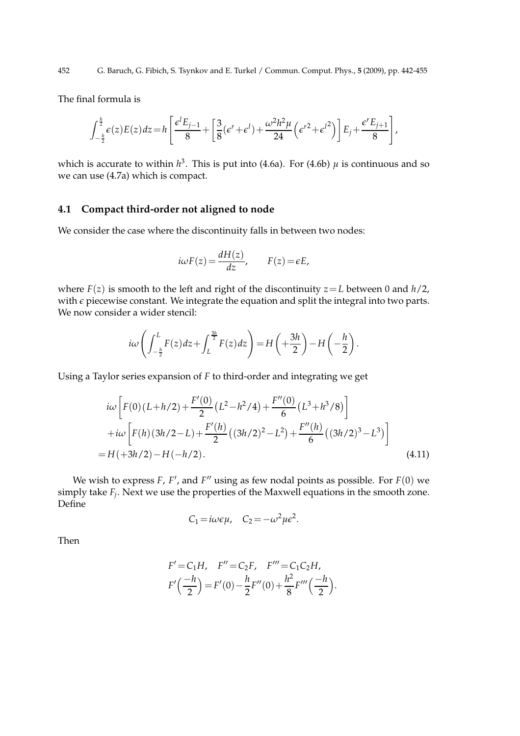The final formula is

$$\int_{-\frac{h}{2}}^{\frac{h}{2}} \epsilon(z)E(z)dz = h\left[\frac{\epsilon^l E_{j-1}}{8} + \left[\frac{3}{8}(\epsilon^r+\epsilon^l) + \frac{\omega^2 h^2 \mu}{24}\left({\epsilon^r}^2 + {\epsilon^l}^2\right)\right]E_j + \frac{\epsilon^r E_{j+1}}{8}\right],$$

which is accurate to within $h^3$. This is put into (4.6a). For (4.6b) $\mu$ is continuous and so we can use (4.7a) which is compact.

## 4.1 Compact third-order not aligned to node

We consider the case where the discontinuity falls in between two nodes:

$$i\omega F(z) = \frac{dH(z)}{dz}, \qquad F(z) = \epsilon E,$$

where $F(z)$ is smooth to the left and right of the discontinuity $z=L$ between 0 and $h/2$, with $\epsilon$ piecewise constant. We integrate the equation and split the integral into two parts. We now consider a wider stencil:

$$i\omega\left(\int_{-\frac{h}{2}}^{L} F(z)dz + \int_{L}^{\frac{3h}{2}} F(z)dz\right) = H\left(+\frac{3h}{2}\right) - H\left(-\frac{h}{2}\right).$$

Using a Taylor series expansion of $F$ to third-order and integrating we get

$$\begin{aligned}
&i\omega\left[F(0)(L+h/2) + \frac{F'(0)}{2}\left(L^2 - h^2/4\right) + \frac{F''(0)}{6}\left(L^3 + h^3/8\right)\right] \\
&+ i\omega\left[F(h)(3h/2 - L) + \frac{F'(h)}{2}\left((3h/2)^2 - L^2\right) + \frac{F''(h)}{6}\left((3h/2)^3 - L^3\right)\right] \\
&= H(+3h/2) - H(-h/2).
\end{aligned} \tag{4.11}$$

We wish to express $F$, $F'$, and $F''$ using as few nodal points as possible. For $F(0)$ we simply take $F_j$. Next we use the properties of the Maxwell equations in the smooth zone. Define

$$C_1 = i\omega\epsilon\mu, \quad C_2 = -\omega^2\mu\epsilon^2.$$

Then

$$\begin{aligned}
&F' = C_1 H, \quad F'' = C_2 F, \quad F''' = C_1 C_2 H, \\
&F'\left(\frac{-h}{2}\right) = F'(0) - \frac{h}{2}F''(0) + \frac{h^2}{8}F'''\left(\frac{-h}{2}\right).
\end{aligned}$$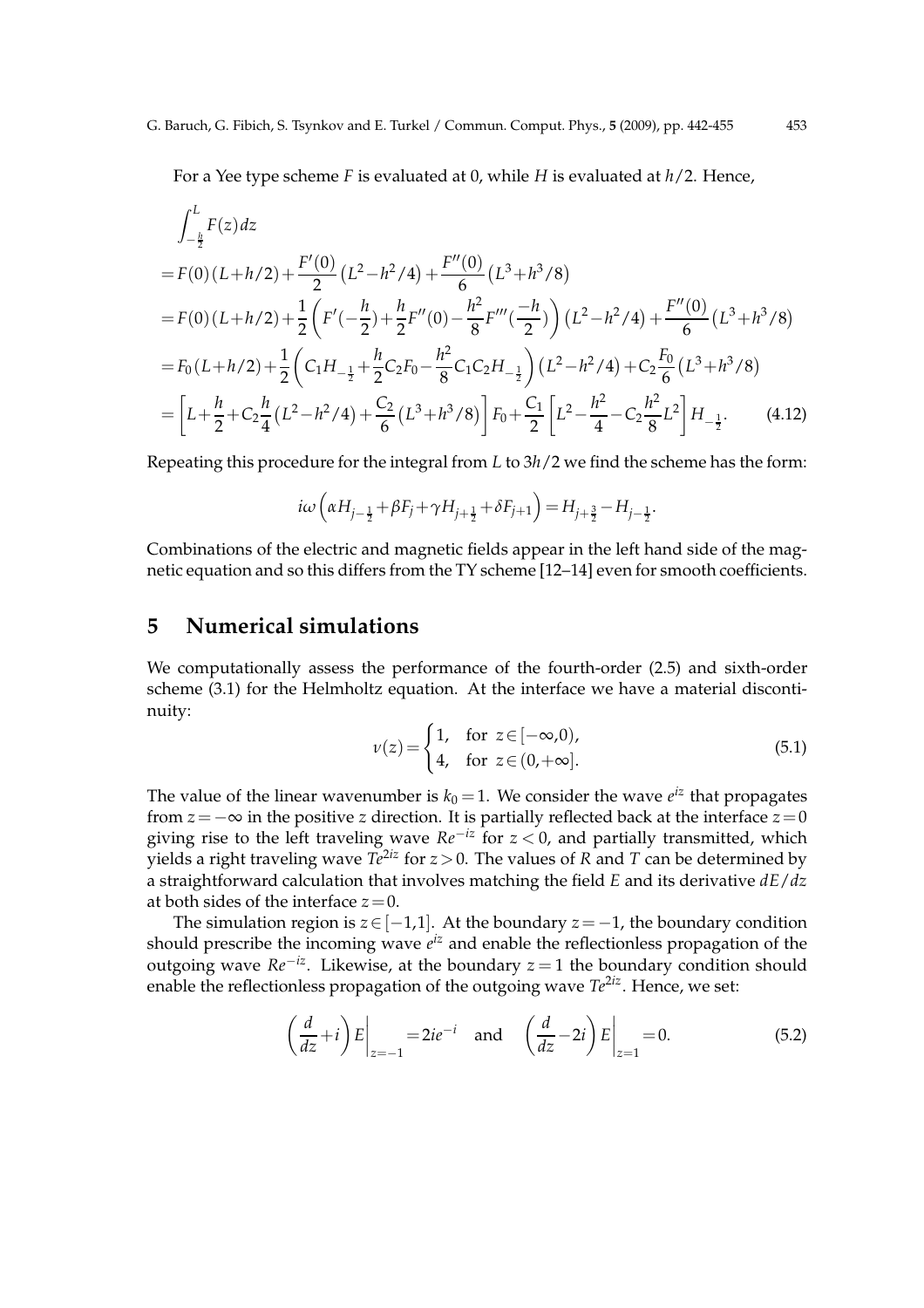For a Yee type scheme $F$ is evaluated at 0, while $H$ is evaluated at $h/2$. Hence,

$$
\begin{aligned}
&\int_{-\frac{h}{2}}^{L} F(z)\,dz \\
&= F(0)(L+h/2) + \frac{F'(0)}{2}\left(L^2 - h^2/4\right) + \frac{F''(0)}{6}\left(L^3 + h^3/8\right) \\
&= F(0)(L+h/2) + \frac{1}{2}\left(F'(-\frac{h}{2}) + \frac{h}{2}F''(0) - \frac{h^2}{8}F'''(\frac{-h}{2})\right)\left(L^2 - h^2/4\right) + \frac{F''(0)}{6}\left(L^3 + h^3/8\right) \\
&= F_0(L+h/2) + \frac{1}{2}\left(C_1 H_{-\frac{1}{2}} + \frac{h}{2}C_2 F_0 - \frac{h^2}{8}C_1 C_2 H_{-\frac{1}{2}}\right)\left(L^2 - h^2/4\right) + C_2\frac{F_0}{6}\left(L^3 + h^3/8\right) \\
&= \left[L + \frac{h}{2} + C_2\frac{h}{4}\left(L^2 - h^2/4\right) + \frac{C_2}{6}\left(L^3 + h^3/8\right)\right]F_0 + \frac{C_1}{2}\left[L^2 - \frac{h^2}{4} - C_2\frac{h^2}{8}L^2\right]H_{-\frac{1}{2}}. \qquad (4.12)
\end{aligned}
$$

Repeating this procedure for the integral from $L$ to $3h/2$ we find the scheme has the form:

$$
i\omega\left(\alpha H_{j-\frac{1}{2}} + \beta F_j + \gamma H_{j+\frac{1}{2}} + \delta F_{j+1}\right) = H_{j+\frac{3}{2}} - H_{j-\frac{1}{2}}.
$$

Combinations of the electric and magnetic fields appear in the left hand side of the magnetic equation and so this differs from the TY scheme [12–14] even for smooth coefficients.

# 5 Numerical simulations

We computationally assess the performance of the fourth-order (2.5) and sixth-order scheme (3.1) for the Helmholtz equation. At the interface we have a material discontinuity:

$$
\nu(z) = \begin{cases} 1, & \text{for } z \in [-\infty, 0), \\ 4, & \text{for } z \in (0, +\infty]. \end{cases} \qquad (5.1)
$$

The value of the linear wavenumber is $k_0 = 1$. We consider the wave $e^{iz}$ that propagates from $z = -\infty$ in the positive $z$ direction. It is partially reflected back at the interface $z = 0$ giving rise to the left traveling wave $Re^{-iz}$ for $z < 0$, and partially transmitted, which yields a right traveling wave $Te^{2iz}$ for $z > 0$. The values of $R$ and $T$ can be determined by a straightforward calculation that involves matching the field $E$ and its derivative $dE/dz$ at both sides of the interface $z = 0$.

The simulation region is $z \in [-1, 1]$. At the boundary $z = -1$, the boundary condition should prescribe the incoming wave $e^{iz}$ and enable the reflectionless propagation of the outgoing wave $Re^{-iz}$. Likewise, at the boundary $z = 1$ the boundary condition should enable the reflectionless propagation of the outgoing wave $Te^{2iz}$. Hence, we set:

$$
\left(\frac{d}{dz} + i\right)E\bigg|_{z=-1} = 2ie^{-i} \quad \text{and} \quad \left(\frac{d}{dz} - 2i\right)E\bigg|_{z=1} = 0. \qquad (5.2)
$$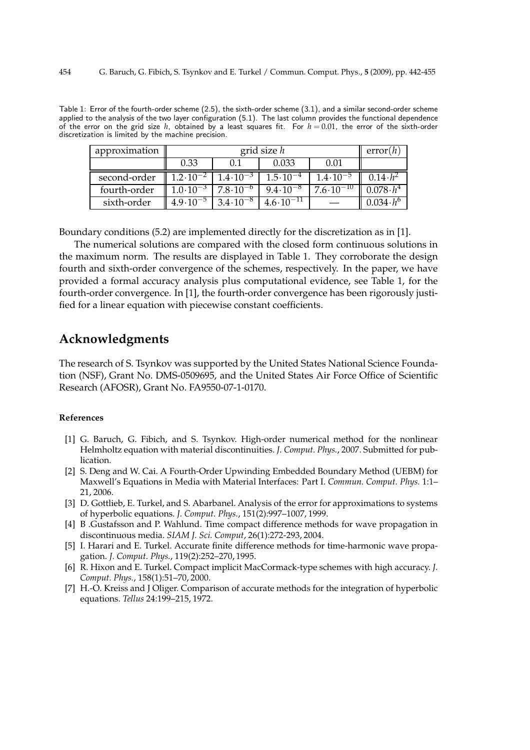Table 1: Error of the fourth-order scheme (2.5), the sixth-order scheme (3.1), and a similar second-order scheme applied to the analysis of the two layer configuration (5.1). The last column provides the functional dependence of the error on the grid size $h$, obtained by a least squares fit. For $h = 0.01$, the error of the sixth-order discretization is limited by the machine precision.

| approximation | grid size $h$ | | | | error($h$) |
|---|---|---|---|---|---|
| | 0.33 | 0.1 | 0.033 | 0.01 | |
| second-order | $1.2 \cdot 10^{-2}$ | $1.4 \cdot 10^{-3}$ | $1.5 \cdot 10^{-4}$ | $1.4 \cdot 10^{-5}$ | $0.14 \cdot h^2$ |
| fourth-order | $1.0 \cdot 10^{-3}$ | $7.8 \cdot 10^{-6}$ | $9.4 \cdot 10^{-8}$ | $7.6 \cdot 10^{-10}$ | $0.078 \cdot h^4$ |
| sixth-order | $4.9 \cdot 10^{-5}$ | $3.4 \cdot 10^{-8}$ | $4.6 \cdot 10^{-11}$ | — | $0.034 \cdot h^6$ |

Boundary conditions (5.2) are implemented directly for the discretization as in [1].

The numerical solutions are compared with the closed form continuous solutions in the maximum norm. The results are displayed in Table 1. They corroborate the design fourth and sixth-order convergence of the schemes, respectively. In the paper, we have provided a formal accuracy analysis plus computational evidence, see Table 1, for the fourth-order convergence. In [1], the fourth-order convergence has been rigorously justified for a linear equation with piecewise constant coefficients.

## Acknowledgments

The research of S. Tsynkov was supported by the United States National Science Foundation (NSF), Grant No. DMS-0509695, and the United States Air Force Office of Scientific Research (AFOSR), Grant No. FA9550-07-1-0170.

### References

[1] G. Baruch, G. Fibich, and S. Tsynkov. High-order numerical method for the nonlinear Helmholtz equation with material discontinuities. *J. Comput. Phys.*, 2007. Submitted for publication.

[2] S. Deng and W. Cai. A Fourth-Order Upwinding Embedded Boundary Method (UEBM) for Maxwell's Equations in Media with Material Interfaces: Part I. *Commun. Comput. Phys.* 1:1–21, 2006.

[3] D. Gottlieb, E. Turkel, and S. Abarbanel. Analysis of the error for approximations to systems of hyperbolic equations. *J. Comput. Phys.*, 151(2):997–1007, 1999.

[4] B .Gustafsson and P. Wahlund. Time compact difference methods for wave propagation in discontinuous media. *SIAM J. Sci. Comput*, 26(1):272-293, 2004.

[5] I. Harari and E. Turkel. Accurate finite difference methods for time-harmonic wave propagation. *J. Comput. Phys.*, 119(2):252–270, 1995.

[6] R. Hixon and E. Turkel. Compact implicit MacCormack-type schemes with high accuracy. *J. Comput. Phys.*, 158(1):51–70, 2000.

[7] H.-O. Kreiss and J Oliger. Comparison of accurate methods for the integration of hyperbolic equations. *Tellus* 24:199–215, 1972.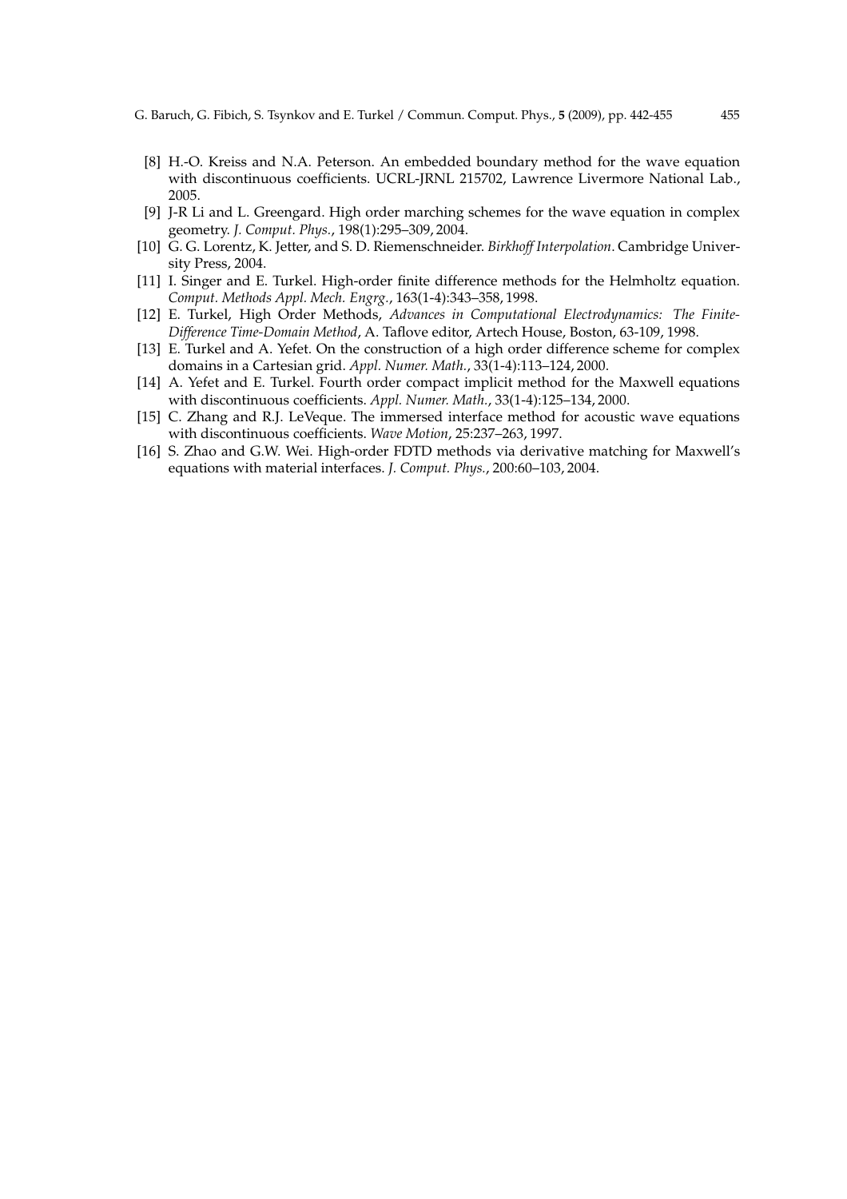[8] H.-O. Kreiss and N.A. Peterson. An embedded boundary method for the wave equation with discontinuous coefficients. UCRL-JRNL 215702, Lawrence Livermore National Lab., 2005.

[9] J-R Li and L. Greengard. High order marching schemes for the wave equation in complex geometry. *J. Comput. Phys.*, 198(1):295–309, 2004.

[10] G. G. Lorentz, K. Jetter, and S. D. Riemenschneider. *Birkhoff Interpolation.* Cambridge University Press, 2004.

[11] I. Singer and E. Turkel. High-order finite difference methods for the Helmholtz equation. *Comput. Methods Appl. Mech. Engrg.*, 163(1-4):343–358, 1998.

[12] E. Turkel, High Order Methods, *Advances in Computational Electrodynamics: The Finite-Difference Time-Domain Method*, A. Taflove editor, Artech House, Boston, 63-109, 1998.

[13] E. Turkel and A. Yefet. On the construction of a high order difference scheme for complex domains in a Cartesian grid. *Appl. Numer. Math.*, 33(1-4):113–124, 2000.

[14] A. Yefet and E. Turkel. Fourth order compact implicit method for the Maxwell equations with discontinuous coefficients. *Appl. Numer. Math.*, 33(1-4):125–134, 2000.

[15] C. Zhang and R.J. LeVeque. The immersed interface method for acoustic wave equations with discontinuous coefficients. *Wave Motion*, 25:237–263, 1997.

[16] S. Zhao and G.W. Wei. High-order FDTD methods via derivative matching for Maxwell's equations with material interfaces. *J. Comput. Phys.*, 200:60–103, 2004.